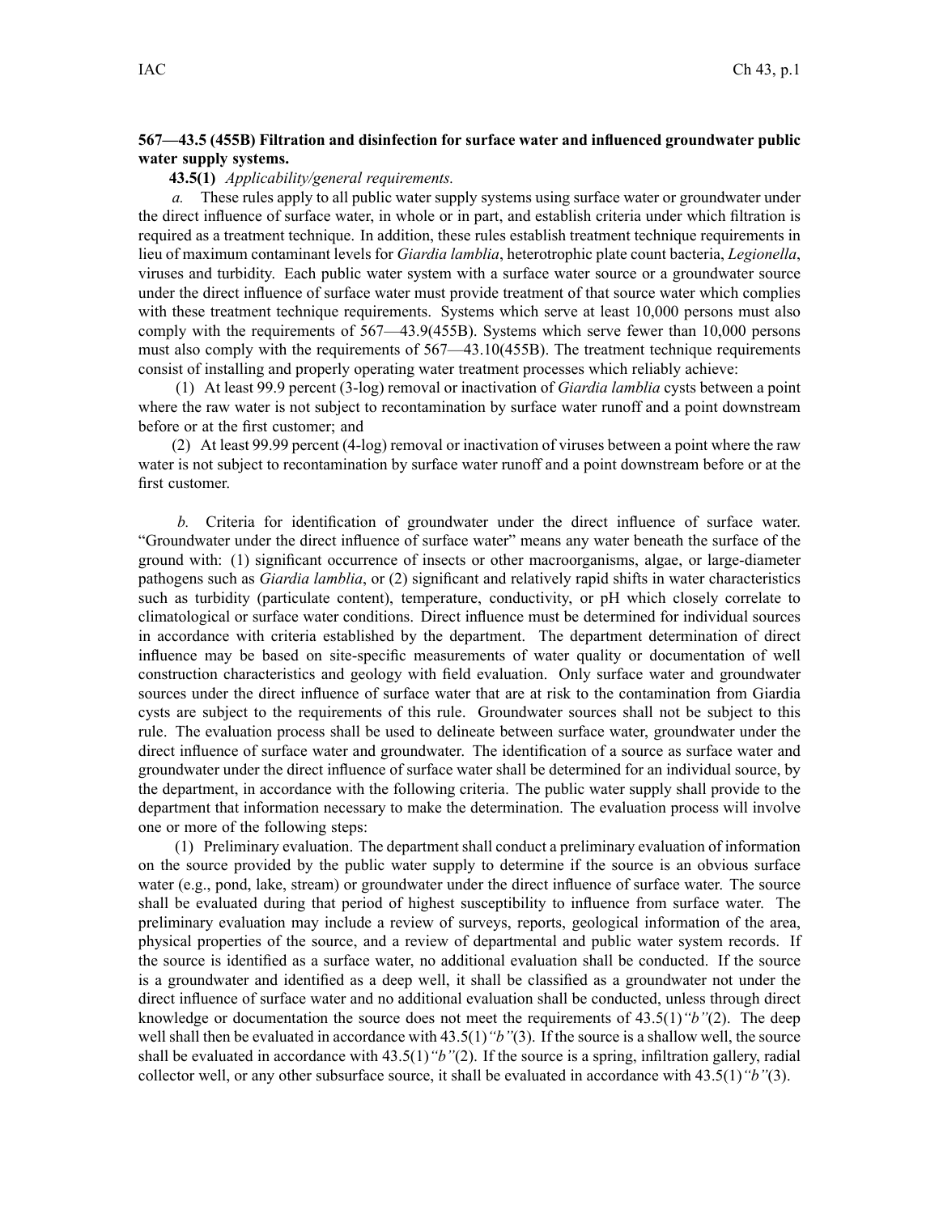**567—43.5 (455B) Filtration and disinfection for surface water and influenced groundwater public water supply systems.**

**43.5(1)** *Applicability/general requirements.*

*a.* These rules apply to all public water supply systems using surface water or groundwater under the direct influence of surface water, in whole or in part, and establish criteria under which filtration is required as a treatment technique. In addition, these rules establish treatment technique requirements in lieu of maximum contaminant levels for *Giardia lamblia*, heterotrophic plate count bacteria, *Legionella*, viruses and turbidity. Each public water system with a surface water source or a groundwater source under the direct influence of surface water must provide treatment of that source water which complies with these treatment technique requirements. Systems which serve at least 10,000 persons must also comply with the requirements of 567—43.9(455B). Systems which serve fewer than 10,000 persons must also comply with the requirements of 567—43.10(455B). The treatment technique requirements consist of installing and properly operating water treatment processes which reliably achieve:

(1) At least 99.9 percent (3-log) removal or inactivation of *Giardia lamblia* cysts between a point where the raw water is not subject to recontamination by surface water runoff and a point downstream before or at the first customer; and

(2) At least 99.99 percent (4-log) removal or inactivation of viruses between a point where the raw water is not subject to recontamination by surface water runoff and a point downstream before or at the first customer.

*b.* Criteria for identification of groundwater under the direct influence of surface water. "Groundwater under the direct influence of surface water" means any water beneath the surface of the ground with: (1) significant occurrence of insects or other macroorganisms, algae, or large-diameter pathogens such as *Giardia lamblia*, or (2) significant and relatively rapid shifts in water characteristics such as turbidity (particulate content), temperature, conductivity, or pH which closely correlate to climatological or surface water conditions. Direct influence must be determined for individual sources in accordance with criteria established by the department. The department determination of direct influence may be based on site-specific measurements of water quality or documentation of well construction characteristics and geology with field evaluation. Only surface water and groundwater sources under the direct influence of surface water that are at risk to the contamination from Giardia cysts are subject to the requirements of this rule. Groundwater sources shall not be subject to this rule. The evaluation process shall be used to delineate between surface water, groundwater under the direct influence of surface water and groundwater. The identification of a source as surface water and groundwater under the direct influence of surface water shall be determined for an individual source, by the department, in accordance with the following criteria. The public water supply shall provide to the department that information necessary to make the determination. The evaluation process will involve one or more of the following steps:

(1) Preliminary evaluation. The department shall conduct a preliminary evaluation of information on the source provided by the public water supply to determine if the source is an obvious surface water (e.g., pond, lake, stream) or groundwater under the direct influence of surface water. The source shall be evaluated during that period of highest susceptibility to influence from surface water. The preliminary evaluation may include a review of surveys, reports, geological information of the area, physical properties of the source, and a review of departmental and public water system records. If the source is identified as a surface water, no additional evaluation shall be conducted. If the source is a groundwater and identified as a deep well, it shall be classified as a groundwater not under the direct influence of surface water and no additional evaluation shall be conducted, unless through direct knowledge or documentation the source does not meet the requirements of 43.5(1)*"b"*(2). The deep well shall then be evaluated in accordance with 43.5(1)*"b"*(3). If the source is a shallow well, the source shall be evaluated in accordance with 43.5(1)*"b"*(2). If the source is a spring, infiltration gallery, radial collector well, or any other subsurface source, it shall be evaluated in accordance with 43.5(1)*"b"*(3).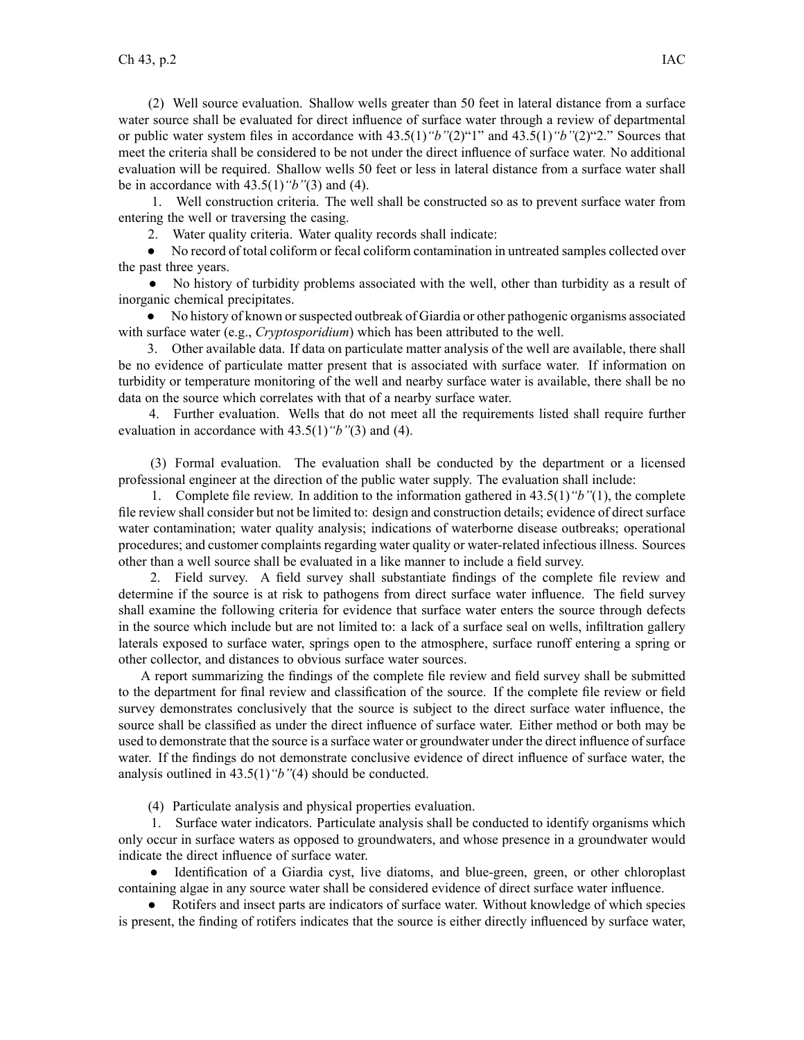(2) Well source evaluation. Shallow wells greater than 50 feet in lateral distance from a surface water source shall be evaluated for direct influence of surface water through a review of departmental or public water system files in accordance with 43.5(1)*"b"*(2)"1" and 43.5(1)*"b"*(2)"2." Sources that meet the criteria shall be considered to be not under the direct influence of surface water. No additional evaluation will be required. Shallow wells 50 feet or less in lateral distance from a surface water shall be in accordance with 43.5(1)*"b"*(3) and (4).

1. Well construction criteria. The well shall be constructed so as to prevent surface water from entering the well or traversing the casing.

2. Water quality criteria. Water quality records shall indicate:

- No record of total coliform or fecal coliform contamination in untreated samples collected over the past three years.
- No history of turbidity problems associated with the well, other than turbidity as a result of inorganic chemical precipitates.
- No history of known or suspected outbreak of Giardia or other pathogenic organisms associated with surface water (e.g., *Cryptosporidium*) which has been attributed to the well.

3. Other available data. If data on particulate matter analysis of the well are available, there shall be no evidence of particulate matter present that is associated with surface water. If information on turbidity or temperature monitoring of the well and nearby surface water is available, there shall be no data on the source which correlates with that of a nearby surface water.

4. Further evaluation. Wells that do not meet all the requirements listed shall require further evaluation in accordance with 43.5(1)*"b"*(3) and (4).

(3) Formal evaluation. The evaluation shall be conducted by the department or a licensed professional engineer at the direction of the public water supply. The evaluation shall include:

1. Complete file review. In addition to the information gathered in 43.5(1)*"b"*(1), the complete file review shall consider but not be limited to: design and construction details; evidence of direct surface water contamination; water quality analysis; indications of waterborne disease outbreaks; operational procedures; and customer complaints regarding water quality or water-related infectious illness. Sources other than a well source shall be evaluated in a like manner to include a field survey.

2. Field survey. A field survey shall substantiate findings of the complete file review and determine if the source is at risk to pathogens from direct surface water influence. The field survey shall examine the following criteria for evidence that surface water enters the source through defects in the source which include but are not limited to: a lack of a surface seal on wells, infiltration gallery laterals exposed to surface water, springs open to the atmosphere, surface runoff entering a spring or other collector, and distances to obvious surface water sources.

A report summarizing the findings of the complete file review and field survey shall be submitted to the department for final review and classification of the source. If the complete file review or field survey demonstrates conclusively that the source is subject to the direct surface water influence, the source shall be classified as under the direct influence of surface water. Either method or both may be used to demonstrate that the source is a surface water or groundwater under the direct influence of surface water. If the findings do not demonstrate conclusive evidence of direct influence of surface water, the analysis outlined in 43.5(1)*"b"*(4) should be conducted.

(4) Particulate analysis and physical properties evaluation.

1. Surface water indicators. Particulate analysis shall be conducted to identify organisms which only occur in surface waters as opposed to groundwaters, and whose presence in a groundwater would indicate the direct influence of surface water.

- Identification of a Giardia cyst, live diatoms, and blue-green, green, or other chloroplast containing algae in any source water shall be considered evidence of direct surface water influence.
- Rotifers and insect parts are indicators of surface water. Without knowledge of which species is present, the finding of rotifers indicates that the source is either directly influenced by surface water,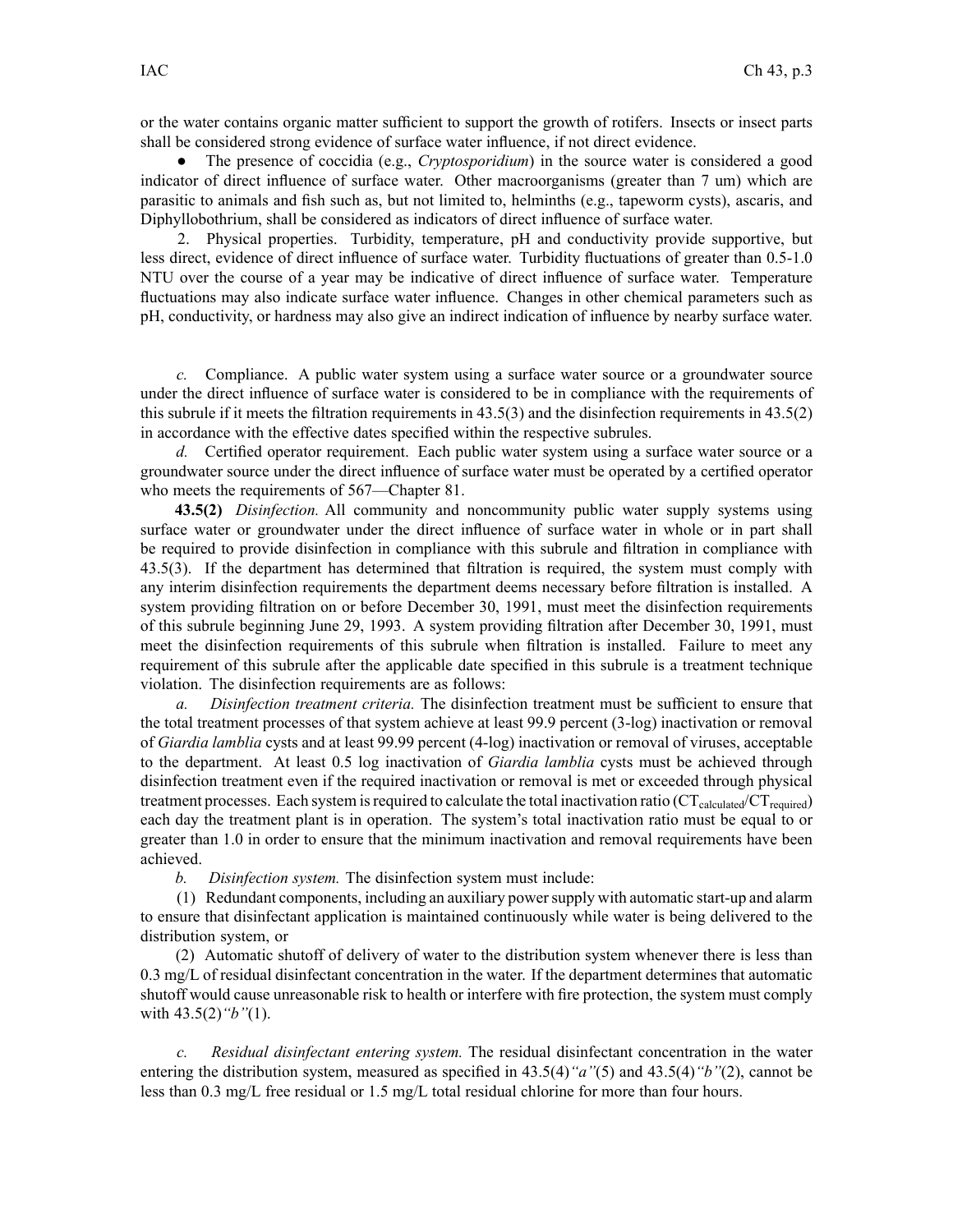or the water contains organic matter sufficient to support the growth of rotifers. Insects or insect parts shall be considered strong evidence of surface water influence, if not direct evidence.

- The presence of coccidia (e.g., *Cryptosporidium*) in the source water is considered a good indicator of direct influence of surface water. Other macroorganisms (greater than 7 um) which are parasitic to animals and fish such as, but not limited to, helminths (e.g., tapeworm cysts), ascaris, and Diphyllobothrium, shall be considered as indicators of direct influence of surface water.

2. Physical properties. Turbidity, temperature, pH and conductivity provide supportive, but less direct, evidence of direct influence of surface water. Turbidity fluctuations of greater than 0.5-1.0 NTU over the course of a year may be indicative of direct influence of surface water. Temperature fluctuations may also indicate surface water influence. Changes in other chemical parameters such as pH, conductivity, or hardness may also give an indirect indication of influence by nearby surface water.

*c.* Compliance. A public water system using a surface water source or a groundwater source under the direct influence of surface water is considered to be in compliance with the requirements of this subrule if it meets the filtration requirements in 43.5(3) and the disinfection requirements in 43.5(2) in accordance with the effective dates specified within the respective subrules.

*d.* Certified operator requirement. Each public water system using a surface water source or a groundwater source under the direct influence of surface water must be operated by a certified operator who meets the requirements of 567—Chapter 81.

**43.5(2)** *Disinfection.* All community and noncommunity public water supply systems using surface water or groundwater under the direct influence of surface water in whole or in part shall be required to provide disinfection in compliance with this subrule and filtration in compliance with 43.5(3). If the department has determined that filtration is required, the system must comply with any interim disinfection requirements the department deems necessary before filtration is installed. A system providing filtration on or before December 30, 1991, must meet the disinfection requirements of this subrule beginning June 29, 1993. A system providing filtration after December 30, 1991, must meet the disinfection requirements of this subrule when filtration is installed. Failure to meet any requirement of this subrule after the applicable date specified in this subrule is a treatment technique violation. The disinfection requirements are as follows:

*a.* *Disinfection treatment criteria.* The disinfection treatment must be sufficient to ensure that the total treatment processes of that system achieve at least 99.9 percent (3-log) inactivation or removal of *Giardia lamblia* cysts and at least 99.99 percent (4-log) inactivation or removal of viruses, acceptable to the department. At least 0.5 log inactivation of *Giardia lamblia* cysts must be achieved through disinfection treatment even if the required inactivation or removal is met or exceeded through physical treatment processes. Each system is required to calculate the total inactivation ratio ($CT_{calculated}/CT_{required}$) each day the treatment plant is in operation. The system's total inactivation ratio must be equal to or greater than 1.0 in order to ensure that the minimum inactivation and removal requirements have been achieved.

*b.* *Disinfection system.* The disinfection system must include:

(1) Redundant components, including an auxiliary power supply with automatic start-up and alarm to ensure that disinfectant application is maintained continuously while water is being delivered to the distribution system, or

(2) Automatic shutoff of delivery of water to the distribution system whenever there is less than 0.3 mg/L of residual disinfectant concentration in the water. If the department determines that automatic shutoff would cause unreasonable risk to health or interfere with fire protection, the system must comply with 43.5(2)*"b"*(1).

*c.* *Residual disinfectant entering system.* The residual disinfectant concentration in the water entering the distribution system, measured as specified in 43.5(4)*"a"*(5) and 43.5(4)*"b"*(2), cannot be less than 0.3 mg/L free residual or 1.5 mg/L total residual chlorine for more than four hours.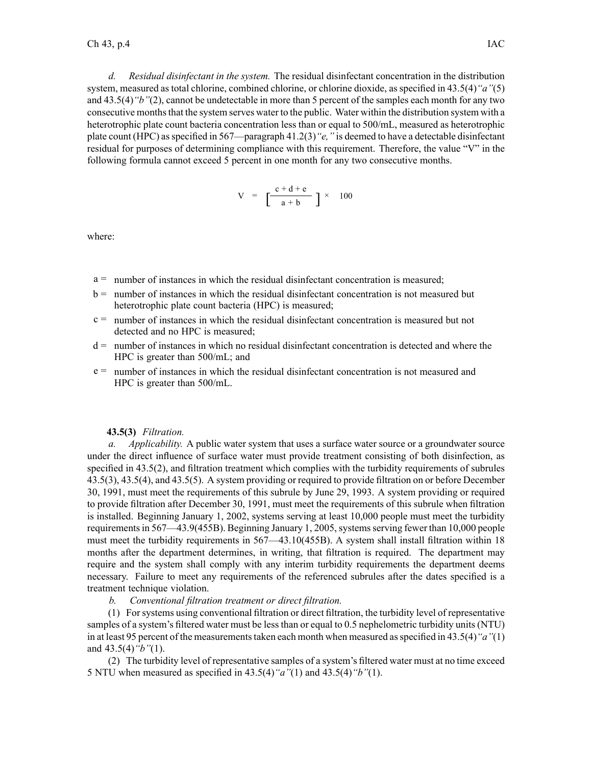*d. Residual disinfectant in the system.* The residual disinfectant concentration in the distribution system, measured as total chlorine, combined chlorine, or chlorine dioxide, as specified in 43.5(4)*"a"*(5) and 43.5(4)*"b"*(2), cannot be undetectable in more than 5 percent of the samples each month for any two consecutive months that the system serves water to the public. Water within the distribution system with a heterotrophic plate count bacteria concentration less than or equal to 500/mL, measured as heterotrophic plate count (HPC) as specified in 567—paragraph 41.2(3)*"e,"* is deemed to have a detectable disinfectant residual for purposes of determining compliance with this requirement. Therefore, the value "V" in the following formula cannot exceed 5 percent in one month for any two consecutive months.

$$V = \left[ \frac{c + d + e}{a + b} \right] \times 100$$

where:

a = number of instances in which the residual disinfectant concentration is measured;

b = number of instances in which the residual disinfectant concentration is not measured but heterotrophic plate count bacteria (HPC) is measured;

c = number of instances in which the residual disinfectant concentration is measured but not detected and no HPC is measured;

d = number of instances in which no residual disinfectant concentration is detected and where the HPC is greater than 500/mL; and

e = number of instances in which the residual disinfectant concentration is not measured and HPC is greater than 500/mL.

**43.5(3)** *Filtration.*

*a. Applicability.* A public water system that uses a surface water source or a groundwater source under the direct influence of surface water must provide treatment consisting of both disinfection, as specified in 43.5(2), and filtration treatment which complies with the turbidity requirements of subrules 43.5(3), 43.5(4), and 43.5(5). A system providing or required to provide filtration on or before December 30, 1991, must meet the requirements of this subrule by June 29, 1993. A system providing or required to provide filtration after December 30, 1991, must meet the requirements of this subrule when filtration is installed. Beginning January 1, 2002, systems serving at least 10,000 people must meet the turbidity requirements in 567—43.9(455B). Beginning January 1, 2005, systems serving fewer than 10,000 people must meet the turbidity requirements in 567—43.10(455B). A system shall install filtration within 18 months after the department determines, in writing, that filtration is required. The department may require and the system shall comply with any interim turbidity requirements the department deems necessary. Failure to meet any requirements of the referenced subrules after the dates specified is a treatment technique violation.

*b. Conventional filtration treatment or direct filtration.*

(1) For systems using conventional filtration or direct filtration, the turbidity level of representative samples of a system's filtered water must be less than or equal to 0.5 nephelometric turbidity units (NTU) in at least 95 percent of the measurements taken each month when measured as specified in 43.5(4)*"a"*(1) and 43.5(4)*"b"*(1).

(2) The turbidity level of representative samples of a system's filtered water must at no time exceed 5 NTU when measured as specified in 43.5(4)*"a"*(1) and 43.5(4)*"b"*(1).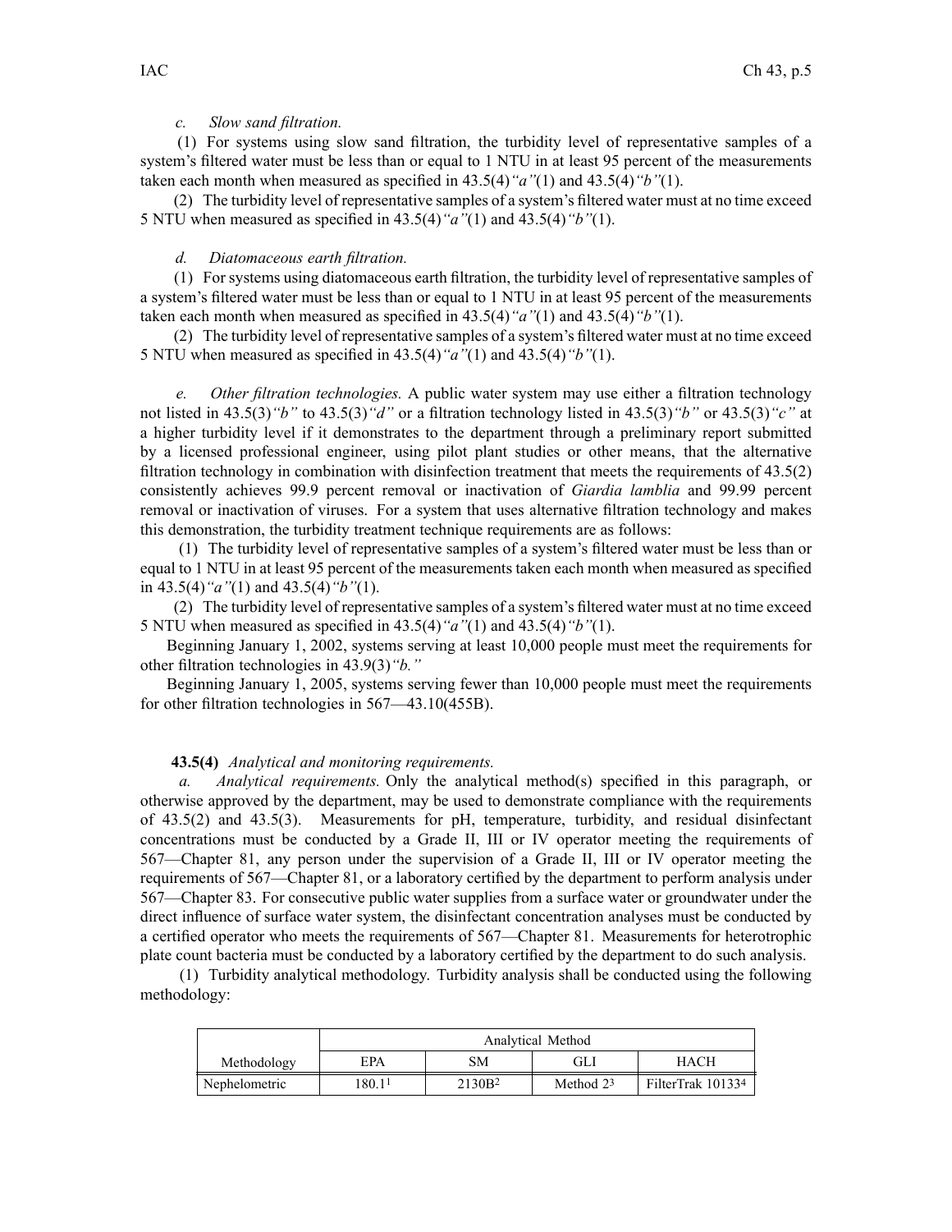*c. Slow sand filtration.*

(1) For systems using slow sand filtration, the turbidity level of representative samples of a system's filtered water must be less than or equal to 1 NTU in at least 95 percent of the measurements taken each month when measured as specified in 43.5(4)*"a"*(1) and 43.5(4)*"b"*(1).

(2) The turbidity level of representative samples of a system's filtered water must at no time exceed 5 NTU when measured as specified in 43.5(4)*"a"*(1) and 43.5(4)*"b"*(1).

*d. Diatomaceous earth filtration.*

(1) For systems using diatomaceous earth filtration, the turbidity level of representative samples of a system's filtered water must be less than or equal to 1 NTU in at least 95 percent of the measurements taken each month when measured as specified in 43.5(4)*"a"*(1) and 43.5(4)*"b"*(1).

(2) The turbidity level of representative samples of a system's filtered water must at no time exceed 5 NTU when measured as specified in 43.5(4)*"a"*(1) and 43.5(4)*"b"*(1).

*e. Other filtration technologies.* A public water system may use either a filtration technology not listed in 43.5(3)*"b"* to 43.5(3)*"d"* or a filtration technology listed in 43.5(3)*"b"* or 43.5(3)*"c"* at a higher turbidity level if it demonstrates to the department through a preliminary report submitted by a licensed professional engineer, using pilot plant studies or other means, that the alternative filtration technology in combination with disinfection treatment that meets the requirements of 43.5(2) consistently achieves 99.9 percent removal or inactivation of *Giardia lamblia* and 99.99 percent removal or inactivation of viruses. For a system that uses alternative filtration technology and makes this demonstration, the turbidity treatment technique requirements are as follows:

(1) The turbidity level of representative samples of a system's filtered water must be less than or equal to 1 NTU in at least 95 percent of the measurements taken each month when measured as specified in 43.5(4)*"a"*(1) and 43.5(4)*"b"*(1).

(2) The turbidity level of representative samples of a system's filtered water must at no time exceed 5 NTU when measured as specified in 43.5(4)*"a"*(1) and 43.5(4)*"b"*(1).

Beginning January 1, 2002, systems serving at least 10,000 people must meet the requirements for other filtration technologies in 43.9(3)*"b."*

Beginning January 1, 2005, systems serving fewer than 10,000 people must meet the requirements for other filtration technologies in 567—43.10(455B).

**43.5(4)** *Analytical and monitoring requirements.*

*a. Analytical requirements.* Only the analytical method(s) specified in this paragraph, or otherwise approved by the department, may be used to demonstrate compliance with the requirements of 43.5(2) and 43.5(3). Measurements for pH, temperature, turbidity, and residual disinfectant concentrations must be conducted by a Grade II, III or IV operator meeting the requirements of 567—Chapter 81, any person under the supervision of a Grade II, III or IV operator meeting the requirements of 567—Chapter 81, or a laboratory certified by the department to perform analysis under 567—Chapter 83. For consecutive public water supplies from a surface water or groundwater under the direct influence of surface water system, the disinfectant concentration analyses must be conducted by a certified operator who meets the requirements of 567—Chapter 81. Measurements for heterotrophic plate count bacteria must be conducted by a laboratory certified by the department to do such analysis.

(1) Turbidity analytical methodology. Turbidity analysis shall be conducted using the following methodology:

| | Analytical Method | | | |
|---|---|---|---|---|
| Methodology | EPA | SM | GLI | HACH |
| Nephelometric | 180.1[1] | 2130B[2] | Method 2[3] | FilterTrak 10133[4] |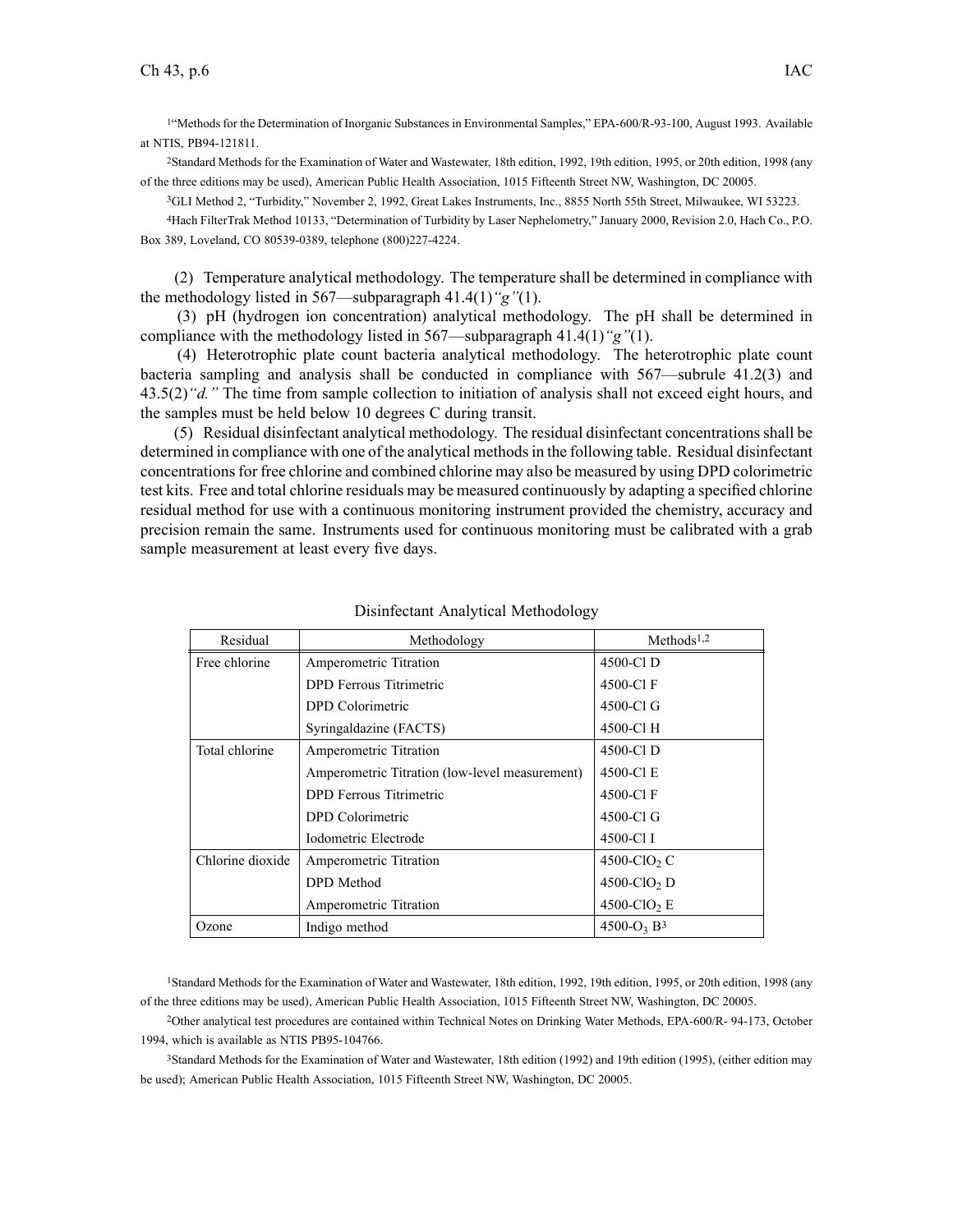[1]"Methods for the Determination of Inorganic Substances in Environmental Samples," EPA-600/R-93-100, August 1993. Available at NTIS, PB94-121811.

[2]Standard Methods for the Examination of Water and Wastewater, 18th edition, 1992, 19th edition, 1995, or 20th edition, 1998 (any of the three editions may be used), American Public Health Association, 1015 Fifteenth Street NW, Washington, DC 20005.

[3]GLI Method 2, "Turbidity," November 2, 1992, Great Lakes Instruments, Inc., 8855 North 55th Street, Milwaukee, WI 53223.

[4]Hach FilterTrak Method 10133, "Determination of Turbidity by Laser Nephelometry," January 2000, Revision 2.0, Hach Co., P.O. Box 389, Loveland, CO 80539-0389, telephone (800)227-4224.

(2) Temperature analytical methodology. The temperature shall be determined in compliance with the methodology listed in 567—subparagraph 41.4(1)*"g"*(1).

(3) pH (hydrogen ion concentration) analytical methodology. The pH shall be determined in compliance with the methodology listed in 567—subparagraph 41.4(1)*"g"*(1).

(4) Heterotrophic plate count bacteria analytical methodology. The heterotrophic plate count bacteria sampling and analysis shall be conducted in compliance with 567—subrule 41.2(3) and 43.5(2)*"d."* The time from sample collection to initiation of analysis shall not exceed eight hours, and the samples must be held below 10 degrees C during transit.

(5) Residual disinfectant analytical methodology. The residual disinfectant concentrations shall be determined in compliance with one of the analytical methods in the following table. Residual disinfectant concentrations for free chlorine and combined chlorine may also be measured by using DPD colorimetric test kits. Free and total chlorine residuals may be measured continuously by adapting a specified chlorine residual method for use with a continuous monitoring instrument provided the chemistry, accuracy and precision remain the same. Instruments used for continuous monitoring must be calibrated with a grab sample measurement at least every five days.

Disinfectant Analytical Methodology

| Residual | Methodology | Methods[1,2] |
|---|---|---|
| Free chlorine | Amperometric Titration | 4500-Cl D |
| | DPD Ferrous Titrimetric | 4500-Cl F |
| | DPD Colorimetric | 4500-Cl G |
| | Syringaldazine (FACTS) | 4500-Cl H |
| Total chlorine | Amperometric Titration | 4500-Cl D |
| | Amperometric Titration (low-level measurement) | 4500-Cl E |
| | DPD Ferrous Titrimetric | 4500-Cl F |
| | DPD Colorimetric | 4500-Cl G |
| | Iodometric Electrode | 4500-Cl I |
| Chlorine dioxide | Amperometric Titration | 4500-$ClO_2$ C |
| | DPD Method | 4500-$ClO_2$ D |
| | Amperometric Titration | 4500-$ClO_2$ E |
| Ozone | Indigo method | 4500-$O_3$ B[3] |

[1]Standard Methods for the Examination of Water and Wastewater, 18th edition, 1992, 19th edition, 1995, or 20th edition, 1998 (any of the three editions may be used), American Public Health Association, 1015 Fifteenth Street NW, Washington, DC 20005.

[2]Other analytical test procedures are contained within Technical Notes on Drinking Water Methods, EPA-600/R- 94-173, October 1994, which is available as NTIS PB95-104766.

[3]Standard Methods for the Examination of Water and Wastewater, 18th edition (1992) and 19th edition (1995), (either edition may be used); American Public Health Association, 1015 Fifteenth Street NW, Washington, DC 20005.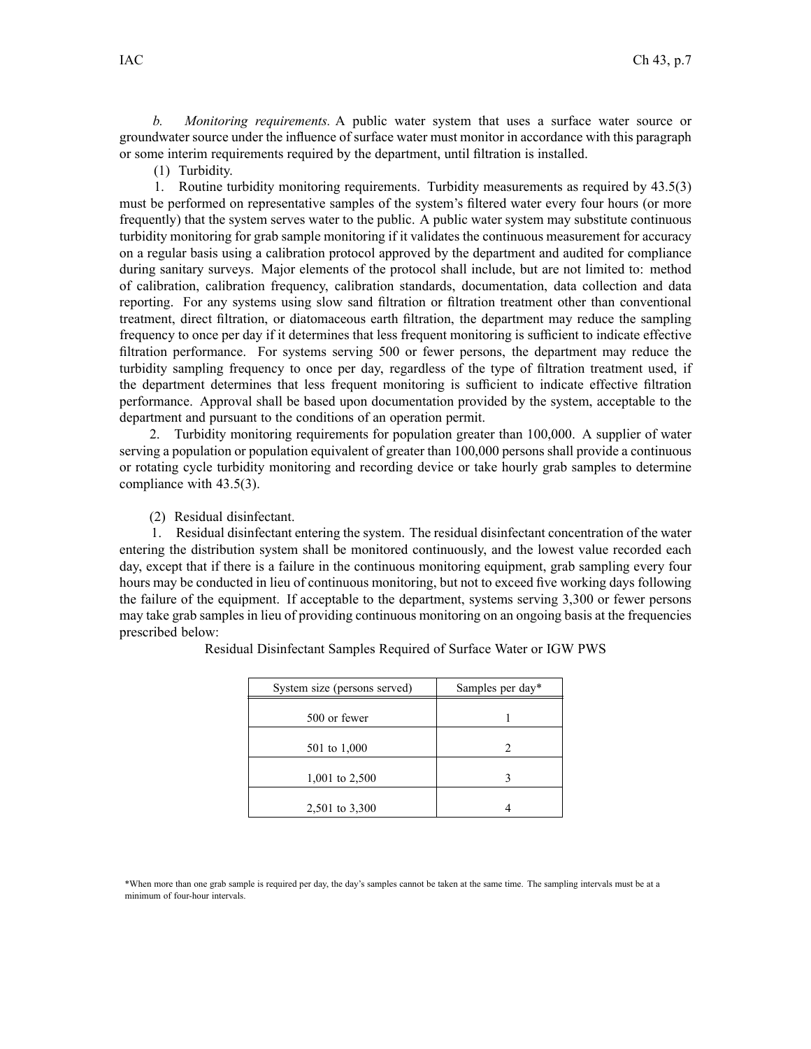*b. Monitoring requirements.* A public water system that uses a surface water source or groundwater source under the influence of surface water must monitor in accordance with this paragraph or some interim requirements required by the department, until filtration is installed.

(1) Turbidity.

1. Routine turbidity monitoring requirements. Turbidity measurements as required by 43.5(3) must be performed on representative samples of the system's filtered water every four hours (or more frequently) that the system serves water to the public. A public water system may substitute continuous turbidity monitoring for grab sample monitoring if it validates the continuous measurement for accuracy on a regular basis using a calibration protocol approved by the department and audited for compliance during sanitary surveys. Major elements of the protocol shall include, but are not limited to: method of calibration, calibration frequency, calibration standards, documentation, data collection and data reporting. For any systems using slow sand filtration or filtration treatment other than conventional treatment, direct filtration, or diatomaceous earth filtration, the department may reduce the sampling frequency to once per day if it determines that less frequent monitoring is sufficient to indicate effective filtration performance. For systems serving 500 or fewer persons, the department may reduce the turbidity sampling frequency to once per day, regardless of the type of filtration treatment used, if the department determines that less frequent monitoring is sufficient to indicate effective filtration performance. Approval shall be based upon documentation provided by the system, acceptable to the department and pursuant to the conditions of an operation permit.

2. Turbidity monitoring requirements for population greater than 100,000. A supplier of water serving a population or population equivalent of greater than 100,000 persons shall provide a continuous or rotating cycle turbidity monitoring and recording device or take hourly grab samples to determine compliance with 43.5(3).

(2) Residual disinfectant.

1. Residual disinfectant entering the system. The residual disinfectant concentration of the water entering the distribution system shall be monitored continuously, and the lowest value recorded each day, except that if there is a failure in the continuous monitoring equipment, grab sampling every four hours may be conducted in lieu of continuous monitoring, but not to exceed five working days following the failure of the equipment. If acceptable to the department, systems serving 3,300 or fewer persons may take grab samples in lieu of providing continuous monitoring on an ongoing basis at the frequencies prescribed below:

Residual Disinfectant Samples Required of Surface Water or IGW PWS

| System size (persons served) | Samples per day* |
|---|---|
| 500 or fewer | 1 |
| 501 to 1,000 | 2 |
| 1,001 to 2,500 | 3 |
| 2,501 to 3,300 | 4 |

*When more than one grab sample is required per day, the day's samples cannot be taken at the same time. The sampling intervals must be at a minimum of four-hour intervals.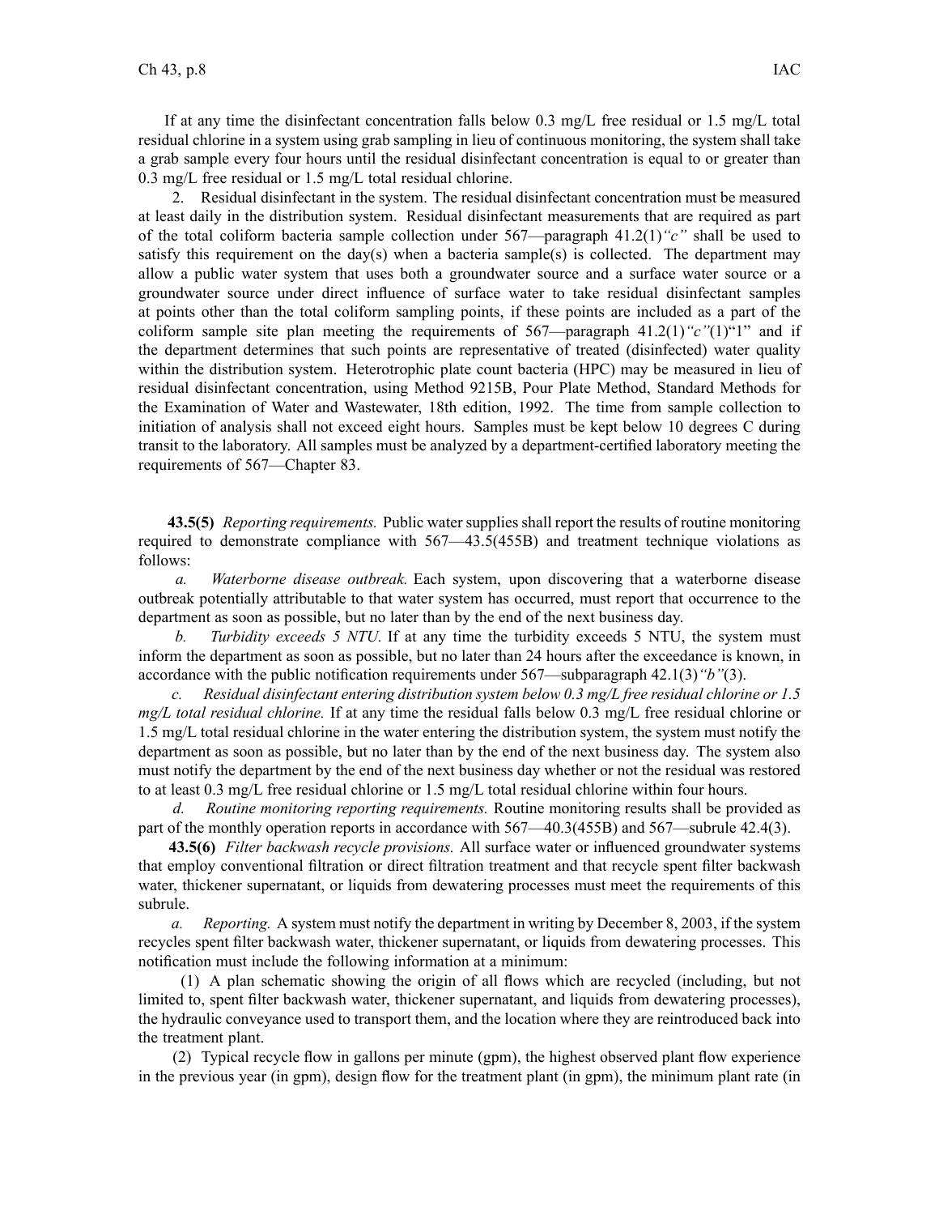If at any time the disinfectant concentration falls below 0.3 mg/L free residual or 1.5 mg/L total residual chlorine in a system using grab sampling in lieu of continuous monitoring, the system shall take a grab sample every four hours until the residual disinfectant concentration is equal to or greater than 0.3 mg/L free residual or 1.5 mg/L total residual chlorine.

2. Residual disinfectant in the system. The residual disinfectant concentration must be measured at least daily in the distribution system. Residual disinfectant measurements that are required as part of the total coliform bacteria sample collection under 567—paragraph 41.2(1)*"c"* shall be used to satisfy this requirement on the day(s) when a bacteria sample(s) is collected. The department may allow a public water system that uses both a groundwater source and a surface water source or a groundwater source under direct influence of surface water to take residual disinfectant samples at points other than the total coliform sampling points, if these points are included as a part of the coliform sample site plan meeting the requirements of 567—paragraph 41.2(1)*"c"*(1)"1" and if the department determines that such points are representative of treated (disinfected) water quality within the distribution system. Heterotrophic plate count bacteria (HPC) may be measured in lieu of residual disinfectant concentration, using Method 9215B, Pour Plate Method, Standard Methods for the Examination of Water and Wastewater, 18th edition, 1992. The time from sample collection to initiation of analysis shall not exceed eight hours. Samples must be kept below 10 degrees C during transit to the laboratory. All samples must be analyzed by a department-certified laboratory meeting the requirements of 567—Chapter 83.

**43.5(5)** *Reporting requirements.* Public water supplies shall report the results of routine monitoring required to demonstrate compliance with 567—43.5(455B) and treatment technique violations as follows:

*a. Waterborne disease outbreak.* Each system, upon discovering that a waterborne disease outbreak potentially attributable to that water system has occurred, must report that occurrence to the department as soon as possible, but no later than by the end of the next business day.

*b. Turbidity exceeds 5 NTU.* If at any time the turbidity exceeds 5 NTU, the system must inform the department as soon as possible, but no later than 24 hours after the exceedance is known, in accordance with the public notification requirements under 567—subparagraph 42.1(3)*"b"*(3).

*c. Residual disinfectant entering distribution system below 0.3 mg/L free residual chlorine or 1.5 mg/L total residual chlorine.* If at any time the residual falls below 0.3 mg/L free residual chlorine or 1.5 mg/L total residual chlorine in the water entering the distribution system, the system must notify the department as soon as possible, but no later than by the end of the next business day. The system also must notify the department by the end of the next business day whether or not the residual was restored to at least 0.3 mg/L free residual chlorine or 1.5 mg/L total residual chlorine within four hours.

*d. Routine monitoring reporting requirements.* Routine monitoring results shall be provided as part of the monthly operation reports in accordance with 567—40.3(455B) and 567—subrule 42.4(3).

**43.5(6)** *Filter backwash recycle provisions.* All surface water or influenced groundwater systems that employ conventional filtration or direct filtration treatment and that recycle spent filter backwash water, thickener supernatant, or liquids from dewatering processes must meet the requirements of this subrule.

*a. Reporting.* A system must notify the department in writing by December 8, 2003, if the system recycles spent filter backwash water, thickener supernatant, or liquids from dewatering processes. This notification must include the following information at a minimum:

(1) A plan schematic showing the origin of all flows which are recycled (including, but not limited to, spent filter backwash water, thickener supernatant, and liquids from dewatering processes), the hydraulic conveyance used to transport them, and the location where they are reintroduced back into the treatment plant.

(2) Typical recycle flow in gallons per minute (gpm), the highest observed plant flow experience in the previous year (in gpm), design flow for the treatment plant (in gpm), the minimum plant rate (in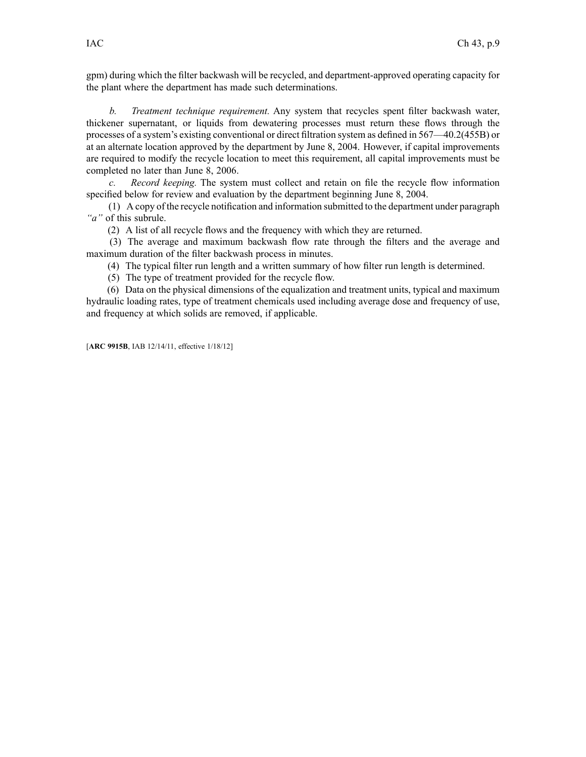gpm) during which the filter backwash will be recycled, and department-approved operating capacity for the plant where the department has made such determinations.

*b. Treatment technique requirement.* Any system that recycles spent filter backwash water, thickener supernatant, or liquids from dewatering processes must return these flows through the processes of a system's existing conventional or direct filtration system as defined in 567—40.2(455B) or at an alternate location approved by the department by June 8, 2004. However, if capital improvements are required to modify the recycle location to meet this requirement, all capital improvements must be completed no later than June 8, 2006.

*c. Record keeping.* The system must collect and retain on file the recycle flow information specified below for review and evaluation by the department beginning June 8, 2004.

(1) A copy of the recycle notification and information submitted to the department under paragraph *"a"* of this subrule.

(2) A list of all recycle flows and the frequency with which they are returned.

(3) The average and maximum backwash flow rate through the filters and the average and maximum duration of the filter backwash process in minutes.

(4) The typical filter run length and a written summary of how filter run length is determined.

(5) The type of treatment provided for the recycle flow.

(6) Data on the physical dimensions of the equalization and treatment units, typical and maximum hydraulic loading rates, type of treatment chemicals used including average dose and frequency of use, and frequency at which solids are removed, if applicable.

[**ARC 9915B**, IAB 12/14/11, effective 1/18/12]